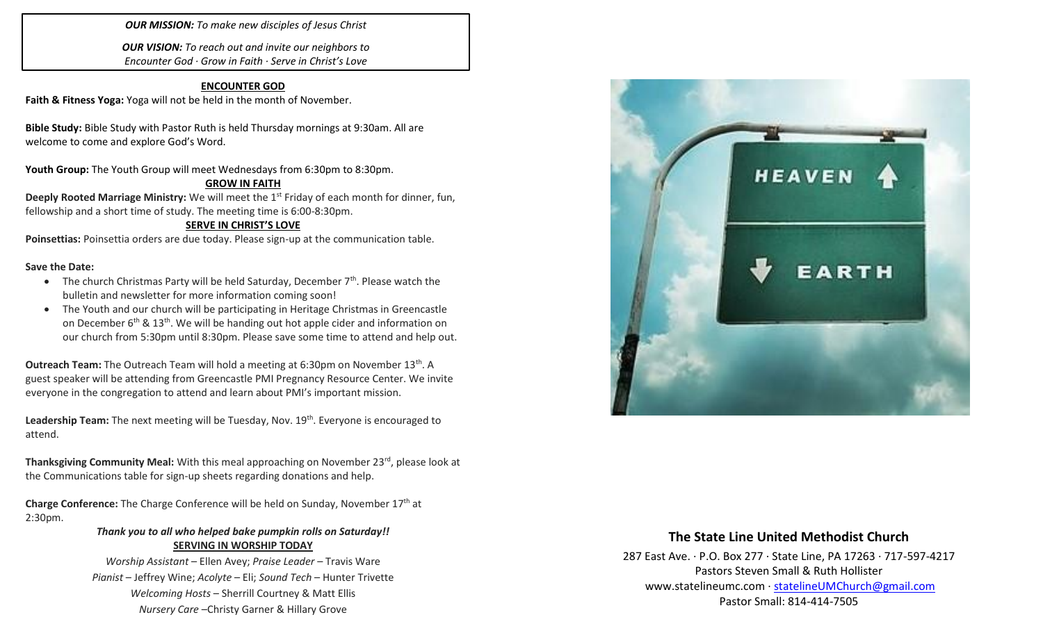***OUR MISSION:*** *To make new disciples of Jesus Christ*

***OUR VISION:*** *To reach out and invite our neighbors to Encounter God · Grow in Faith · Serve in Christ's Love*

## ENCOUNTER GOD

**Faith & Fitness Yoga:** Yoga will not be held in the month of November.

**Bible Study:** Bible Study with Pastor Ruth is held Thursday mornings at 9:30am. All are welcome to come and explore God's Word.

**Youth Group:** The Youth Group will meet Wednesdays from 6:30pm to 8:30pm.

## GROW IN FAITH

**Deeply Rooted Marriage Ministry:** We will meet the 1st Friday of each month for dinner, fun, fellowship and a short time of study. The meeting time is 6:00-8:30pm.

## SERVE IN CHRIST'S LOVE

**Poinsettias:** Poinsettia orders are due today. Please sign-up at the communication table.

**Save the Date:**

- The church Christmas Party will be held Saturday, December 7th. Please watch the bulletin and newsletter for more information coming soon!
- The Youth and our church will be participating in Heritage Christmas in Greencastle on December 6th & 13th. We will be handing out hot apple cider and information on our church from 5:30pm until 8:30pm. Please save some time to attend and help out.

**Outreach Team:** The Outreach Team will hold a meeting at 6:30pm on November 13th. A guest speaker will be attending from Greencastle PMI Pregnancy Resource Center. We invite everyone in the congregation to attend and learn about PMI's important mission.

**Leadership Team:** The next meeting will be Tuesday, Nov. 19th. Everyone is encouraged to attend.

**Thanksgiving Community Meal:** With this meal approaching on November 23rd, please look at the Communications table for sign-up sheets regarding donations and help.

**Charge Conference:** The Charge Conference will be held on Sunday, November 17th at 2:30pm.

***Thank you to all who helped bake pumpkin rolls on Saturday!!***

## SERVING IN WORSHIP TODAY

*Worship Assistant* – Ellen Avey; *Praise Leader* – Travis Ware
*Pianist* – Jeffrey Wine; *Acolyte* – Eli; *Sound Tech* – Hunter Trivette
*Welcoming Hosts* – Sherrill Courtney & Matt Ellis
*Nursery Care* –Christy Garner & Hillary Grove

## The State Line United Methodist Church

287 East Ave. · P.O. Box 277 · State Line, PA 17263 · 717-597-4217
Pastors Steven Small & Ruth Hollister
www.statelineumc.com · statelineUMChurch@gmail.com
Pastor Small: 814-414-7505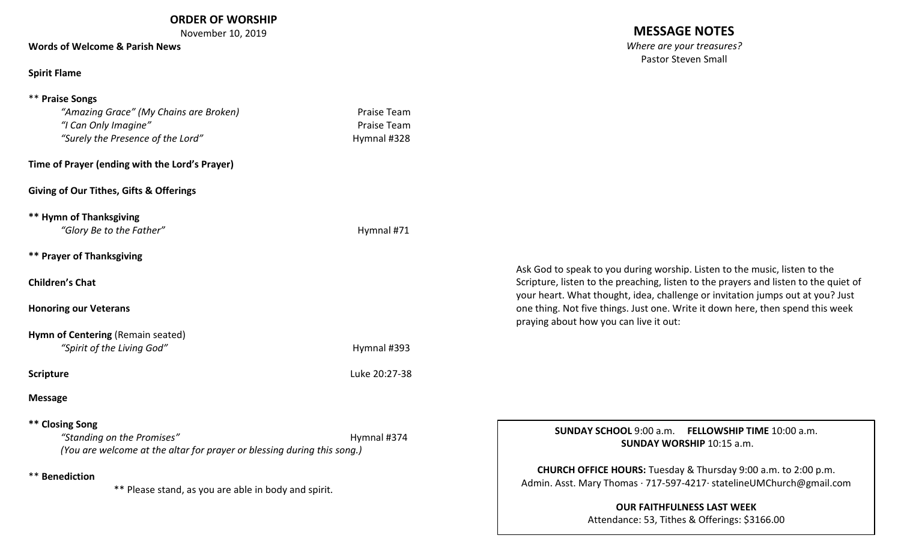## ORDER OF WORSHIP

November 10, 2019

**Words of Welcome & Parish News**

**Spirit Flame**

** **Praise Songs**

| | |
|---|---|
| *"Amazing Grace" (My Chains are Broken)* | Praise Team |
| *"I Can Only Imagine"* | Praise Team |
| *"Surely the Presence of the Lord"* | Hymnal #328 |

**Time of Prayer (ending with the Lord's Prayer)**

**Giving of Our Tithes, Gifts & Offerings**

**** Hymn of Thanksgiving**

*"Glory Be to the Father"* — Hymnal #71

**** Prayer of Thanksgiving**

**Children's Chat**

**Honoring our Veterans**

**Hymn of Centering** (Remain seated)

*"Spirit of the Living God"* — Hymnal #393

**Scripture** — Luke 20:27-38

**Message**

**** Closing Song**

*"Standing on the Promises"* — Hymnal #374

*(You are welcome at the altar for prayer or blessing during this song.)*

** **Benediction**

** Please stand, as you are able in body and spirit.

## MESSAGE NOTES

*Where are your treasures?*

Pastor Steven Small

Ask God to speak to you during worship. Listen to the music, listen to the Scripture, listen to the preaching, listen to the prayers and listen to the quiet of your heart. What thought, idea, challenge or invitation jumps out at you? Just one thing. Not five things. Just one. Write it down here, then spend this week praying about how you can live it out:

**SUNDAY SCHOOL** 9:00 a.m. **FELLOWSHIP TIME** 10:00 a.m.
**SUNDAY WORSHIP** 10:15 a.m.

**CHURCH OFFICE HOURS:** Tuesday & Thursday 9:00 a.m. to 2:00 p.m.
Admin. Asst. Mary Thomas · 717-597-4217· statelineUMChurch@gmail.com

**OUR FAITHFULNESS LAST WEEK**
Attendance: 53, Tithes & Offerings: $3166.00